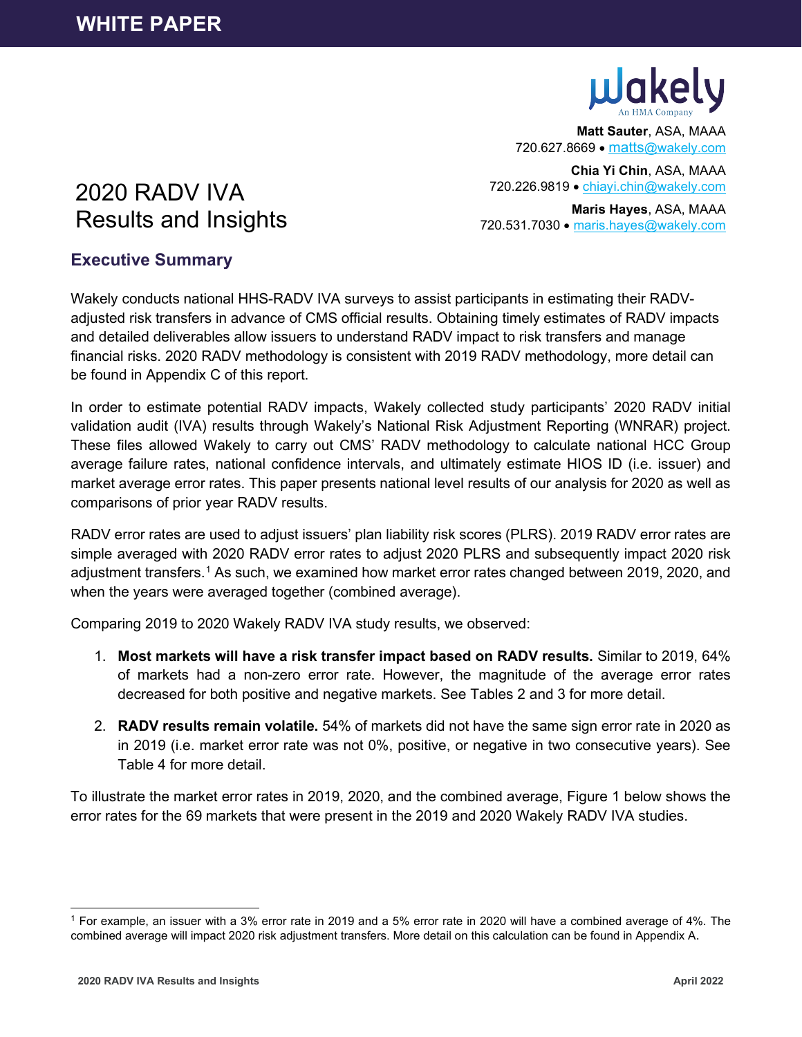**WHITE PAPER**

**Matt Sauter**, ASA, MAAA
720.627.8669 • matts@wakely.com

**Chia Yi Chin**, ASA, MAAA
720.226.9819 • chiayi.chin@wakely.com

**Maris Hayes**, ASA, MAAA
720.531.7030 • maris.hayes@wakely.com

# 2020 RADV IVA Results and Insights

## Executive Summary

Wakely conducts national HHS-RADV IVA surveys to assist participants in estimating their RADV-adjusted risk transfers in advance of CMS official results. Obtaining timely estimates of RADV impacts and detailed deliverables allow issuers to understand RADV impact to risk transfers and manage financial risks. 2020 RADV methodology is consistent with 2019 RADV methodology, more detail can be found in Appendix C of this report.

In order to estimate potential RADV impacts, Wakely collected study participants' 2020 RADV initial validation audit (IVA) results through Wakely's National Risk Adjustment Reporting (WNRAR) project. These files allowed Wakely to carry out CMS' RADV methodology to calculate national HCC Group average failure rates, national confidence intervals, and ultimately estimate HIOS ID (i.e. issuer) and market average error rates. This paper presents national level results of our analysis for 2020 as well as comparisons of prior year RADV results.

RADV error rates are used to adjust issuers' plan liability risk scores (PLRS). 2019 RADV error rates are simple averaged with 2020 RADV error rates to adjust 2020 PLRS and subsequently impact 2020 risk adjustment transfers.[1] As such, we examined how market error rates changed between 2019, 2020, and when the years were averaged together (combined average).

Comparing 2019 to 2020 Wakely RADV IVA study results, we observed:

1. **Most markets will have a risk transfer impact based on RADV results.** Similar to 2019, 64% of markets had a non-zero error rate. However, the magnitude of the average error rates decreased for both positive and negative markets. See Tables 2 and 3 for more detail.
2. **RADV results remain volatile.** 54% of markets did not have the same sign error rate in 2020 as in 2019 (i.e. market error rate was not 0%, positive, or negative in two consecutive years). See Table 4 for more detail.

To illustrate the market error rates in 2019, 2020, and the combined average, Figure 1 below shows the error rates for the 69 markets that were present in the 2019 and 2020 Wakely RADV IVA studies.

[1] For example, an issuer with a 3% error rate in 2019 and a 5% error rate in 2020 will have a combined average of 4%. The combined average will impact 2020 risk adjustment transfers. More detail on this calculation can be found in Appendix A.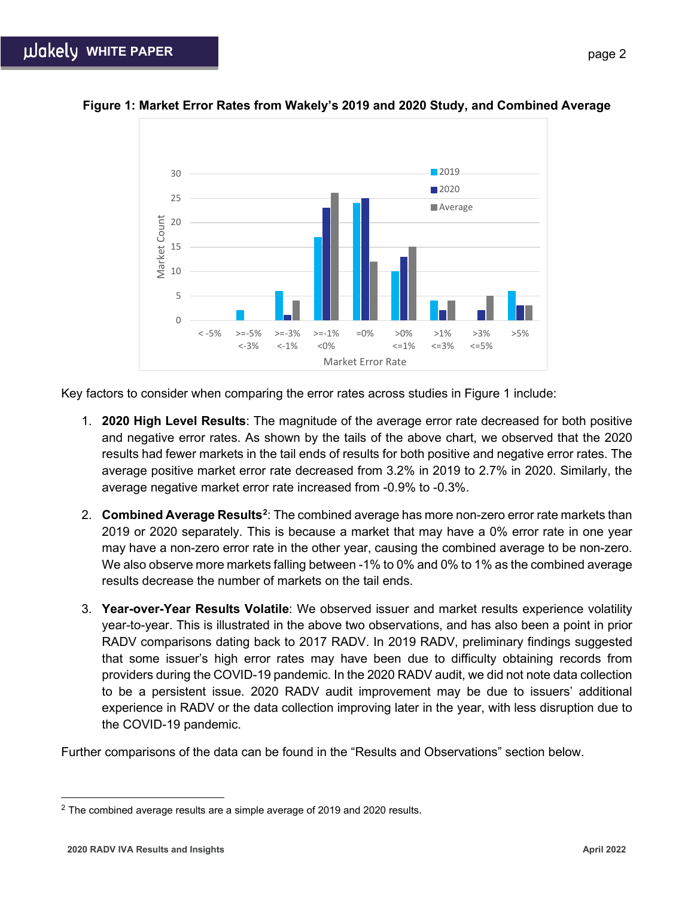**Figure 1: Market Error Rates from Wakely's 2019 and 2020 Study, and Combined Average**

Key factors to consider when comparing the error rates across studies in Figure 1 include:

1. **2020 High Level Results**: The magnitude of the average error rate decreased for both positive and negative error rates. As shown by the tails of the above chart, we observed that the 2020 results had fewer markets in the tail ends of results for both positive and negative error rates. The average positive market error rate decreased from 3.2% in 2019 to 2.7% in 2020. Similarly, the average negative market error rate increased from -0.9% to -0.3%.

2. **Combined Average Results**[2]: The combined average has more non-zero error rate markets than 2019 or 2020 separately. This is because a market that may have a 0% error rate in one year may have a non-zero error rate in the other year, causing the combined average to be non-zero. We also observe more markets falling between -1% to 0% and 0% to 1% as the combined average results decrease the number of markets on the tail ends.

3. **Year-over-Year Results Volatile**: We observed issuer and market results experience volatility year-to-year. This is illustrated in the above two observations, and has also been a point in prior RADV comparisons dating back to 2017 RADV. In 2019 RADV, preliminary findings suggested that some issuer's high error rates may have been due to difficulty obtaining records from providers during the COVID-19 pandemic. In the 2020 RADV audit, we did not note data collection to be a persistent issue. 2020 RADV audit improvement may be due to issuers' additional experience in RADV or the data collection improving later in the year, with less disruption due to the COVID-19 pandemic.

Further comparisons of the data can be found in the "Results and Observations" section below.

[2] The combined average results are a simple average of 2019 and 2020 results.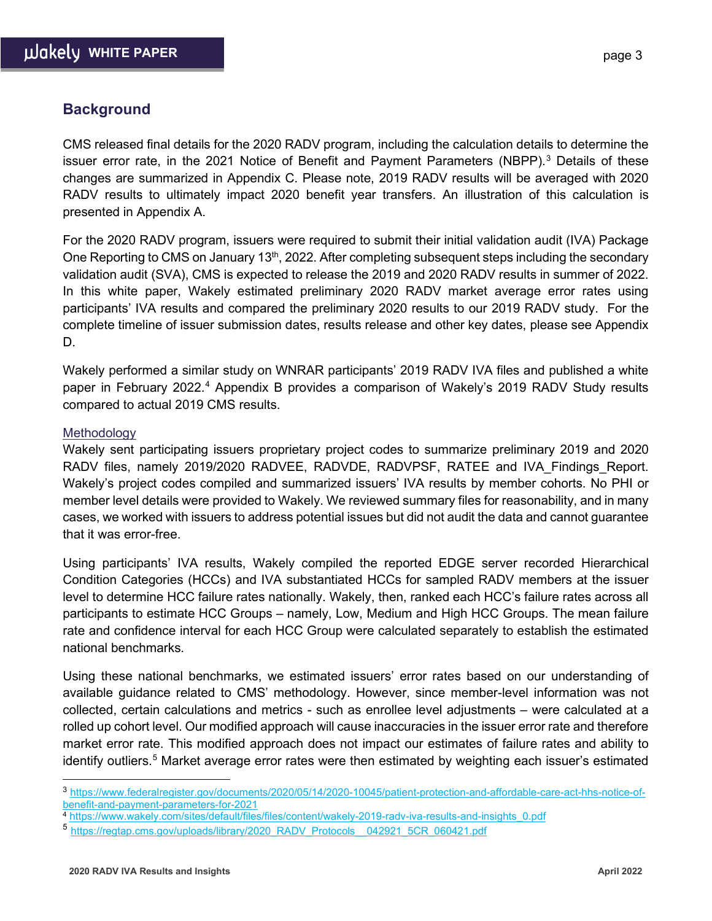## Background

CMS released final details for the 2020 RADV program, including the calculation details to determine the issuer error rate, in the 2021 Notice of Benefit and Payment Parameters (NBPP).[3] Details of these changes are summarized in Appendix C. Please note, 2019 RADV results will be averaged with 2020 RADV results to ultimately impact 2020 benefit year transfers. An illustration of this calculation is presented in Appendix A.

For the 2020 RADV program, issuers were required to submit their initial validation audit (IVA) Package One Reporting to CMS on January 13th, 2022. After completing subsequent steps including the secondary validation audit (SVA), CMS is expected to release the 2019 and 2020 RADV results in summer of 2022. In this white paper, Wakely estimated preliminary 2020 RADV market average error rates using participants' IVA results and compared the preliminary 2020 results to our 2019 RADV study. For the complete timeline of issuer submission dates, results release and other key dates, please see Appendix D.

Wakely performed a similar study on WNRAR participants' 2019 RADV IVA files and published a white paper in February 2022.[4] Appendix B provides a comparison of Wakely's 2019 RADV Study results compared to actual 2019 CMS results.

### Methodology

Wakely sent participating issuers proprietary project codes to summarize preliminary 2019 and 2020 RADV files, namely 2019/2020 RADVEE, RADVDE, RADVPSF, RATEE and IVA_Findings_Report. Wakely's project codes compiled and summarized issuers' IVA results by member cohorts. No PHI or member level details were provided to Wakely. We reviewed summary files for reasonability, and in many cases, we worked with issuers to address potential issues but did not audit the data and cannot guarantee that it was error-free.

Using participants' IVA results, Wakely compiled the reported EDGE server recorded Hierarchical Condition Categories (HCCs) and IVA substantiated HCCs for sampled RADV members at the issuer level to determine HCC failure rates nationally. Wakely, then, ranked each HCC's failure rates across all participants to estimate HCC Groups – namely, Low, Medium and High HCC Groups. The mean failure rate and confidence interval for each HCC Group were calculated separately to establish the estimated national benchmarks.

Using these national benchmarks, we estimated issuers' error rates based on our understanding of available guidance related to CMS' methodology. However, since member-level information was not collected, certain calculations and metrics - such as enrollee level adjustments – were calculated at a rolled up cohort level. Our modified approach will cause inaccuracies in the issuer error rate and therefore market error rate. This modified approach does not impact our estimates of failure rates and ability to identify outliers.[5] Market average error rates were then estimated by weighting each issuer's estimated

---

[3] https://www.federalregister.gov/documents/2020/05/14/2020-10045/patient-protection-and-affordable-care-act-hhs-notice-of-benefit-and-payment-parameters-for-2021

[4] https://www.wakely.com/sites/default/files/files/content/wakely-2019-radv-iva-results-and-insights_0.pdf

[5] https://regtap.cms.gov/uploads/library/2020_RADV_Protocols__042921_5CR_060421.pdf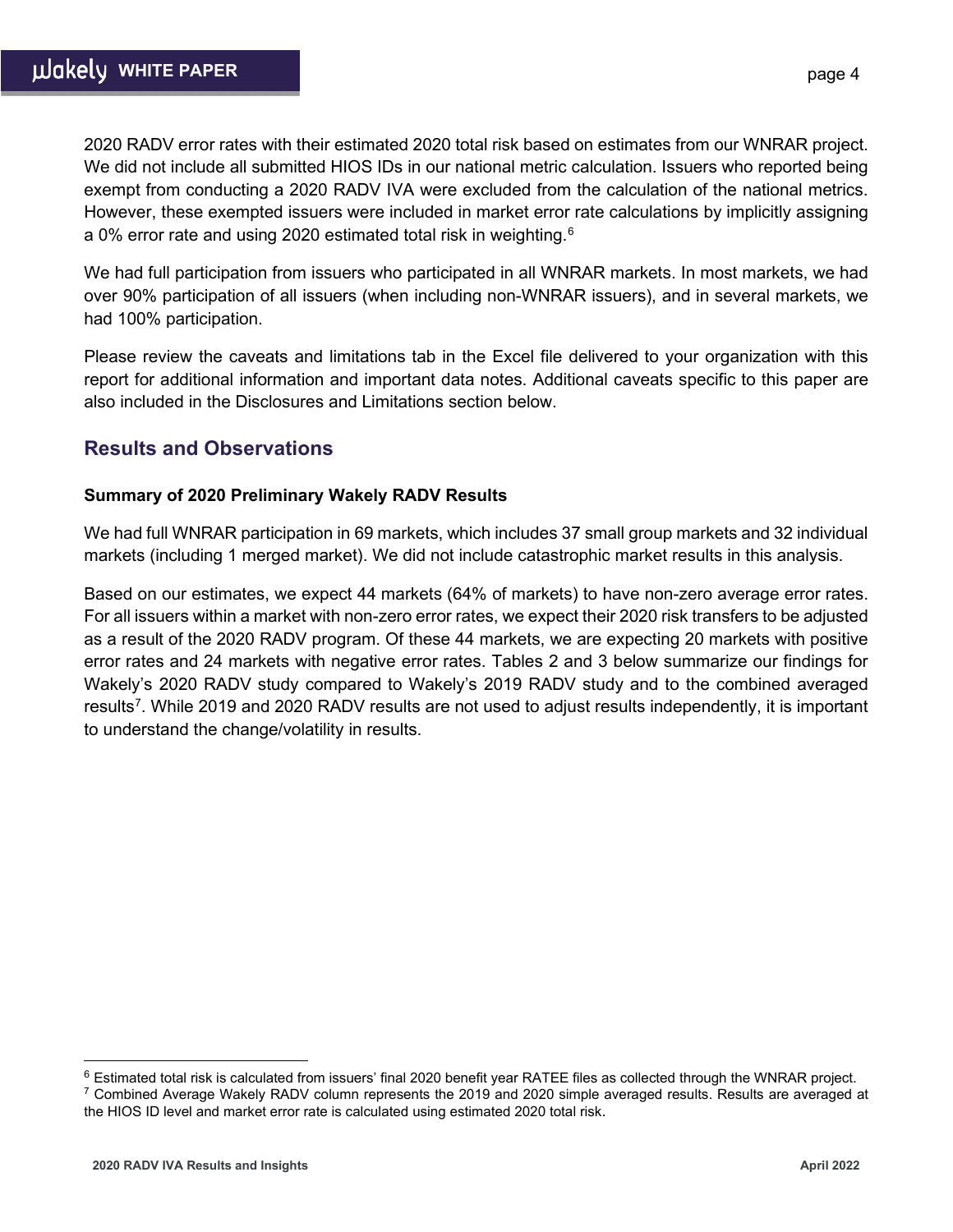2020 RADV error rates with their estimated 2020 total risk based on estimates from our WNRAR project. We did not include all submitted HIOS IDs in our national metric calculation. Issuers who reported being exempt from conducting a 2020 RADV IVA were excluded from the calculation of the national metrics. However, these exempted issuers were included in market error rate calculations by implicitly assigning a 0% error rate and using 2020 estimated total risk in weighting.[6]

We had full participation from issuers who participated in all WNRAR markets. In most markets, we had over 90% participation of all issuers (when including non-WNRAR issuers), and in several markets, we had 100% participation.

Please review the caveats and limitations tab in the Excel file delivered to your organization with this report for additional information and important data notes. Additional caveats specific to this paper are also included in the Disclosures and Limitations section below.

## Results and Observations

### Summary of 2020 Preliminary Wakely RADV Results

We had full WNRAR participation in 69 markets, which includes 37 small group markets and 32 individual markets (including 1 merged market). We did not include catastrophic market results in this analysis.

Based on our estimates, we expect 44 markets (64% of markets) to have non-zero average error rates. For all issuers within a market with non-zero error rates, we expect their 2020 risk transfers to be adjusted as a result of the 2020 RADV program. Of these 44 markets, we are expecting 20 markets with positive error rates and 24 markets with negative error rates. Tables 2 and 3 below summarize our findings for Wakely's 2020 RADV study compared to Wakely's 2019 RADV study and to the combined averaged results[7]. While 2019 and 2020 RADV results are not used to adjust results independently, it is important to understand the change/volatility in results.

---

[6] Estimated total risk is calculated from issuers' final 2020 benefit year RATEE files as collected through the WNRAR project.

[7] Combined Average Wakely RADV column represents the 2019 and 2020 simple averaged results. Results are averaged at the HIOS ID level and market error rate is calculated using estimated 2020 total risk.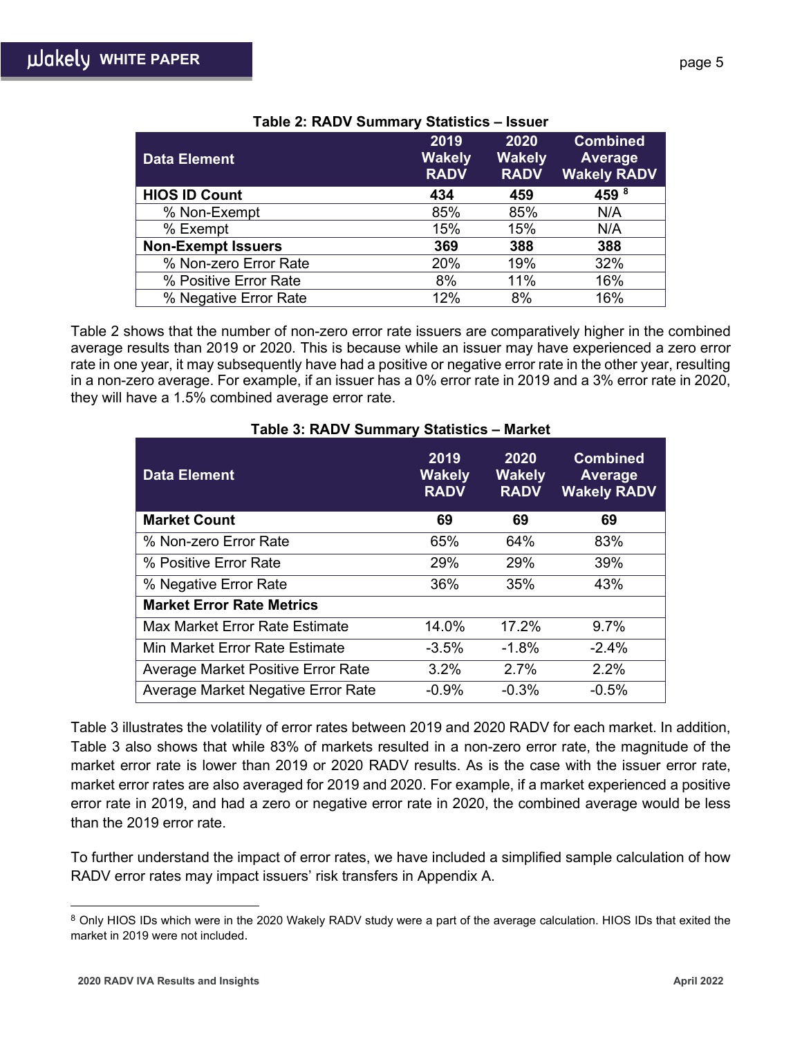**Table 2: RADV Summary Statistics – Issuer**

| Data Element | 2019 Wakely RADV | 2020 Wakely RADV | Combined Average Wakely RADV |
|---|---|---|---|
| **HIOS ID Count** | **434** | **459** | **459** [8] |
| % Non-Exempt | 85% | 85% | N/A |
| % Exempt | 15% | 15% | N/A |
| **Non-Exempt Issuers** | **369** | **388** | **388** |
| % Non-zero Error Rate | 20% | 19% | 32% |
| % Positive Error Rate | 8% | 11% | 16% |
| % Negative Error Rate | 12% | 8% | 16% |

Table 2 shows that the number of non-zero error rate issuers are comparatively higher in the combined average results than 2019 or 2020. This is because while an issuer may have experienced a zero error rate in one year, it may subsequently have had a positive or negative error rate in the other year, resulting in a non-zero average. For example, if an issuer has a 0% error rate in 2019 and a 3% error rate in 2020, they will have a 1.5% combined average error rate.

**Table 3: RADV Summary Statistics – Market**

| Data Element | 2019 Wakely RADV | 2020 Wakely RADV | Combined Average Wakely RADV |
|---|---|---|---|
| **Market Count** | **69** | **69** | **69** |
| % Non-zero Error Rate | 65% | 64% | 83% |
| % Positive Error Rate | 29% | 29% | 39% |
| % Negative Error Rate | 36% | 35% | 43% |
| **Market Error Rate Metrics** | | | |
| Max Market Error Rate Estimate | 14.0% | 17.2% | 9.7% |
| Min Market Error Rate Estimate | -3.5% | -1.8% | -2.4% |
| Average Market Positive Error Rate | 3.2% | 2.7% | 2.2% |
| Average Market Negative Error Rate | -0.9% | -0.3% | -0.5% |

Table 3 illustrates the volatility of error rates between 2019 and 2020 RADV for each market. In addition, Table 3 also shows that while 83% of markets resulted in a non-zero error rate, the magnitude of the market error rate is lower than 2019 or 2020 RADV results. As is the case with the issuer error rate, market error rates are also averaged for 2019 and 2020. For example, if a market experienced a positive error rate in 2019, and had a zero or negative error rate in 2020, the combined average would be less than the 2019 error rate.

To further understand the impact of error rates, we have included a simplified sample calculation of how RADV error rates may impact issuers' risk transfers in Appendix A.

[8] Only HIOS IDs which were in the 2020 Wakely RADV study were a part of the average calculation. HIOS IDs that exited the market in 2019 were not included.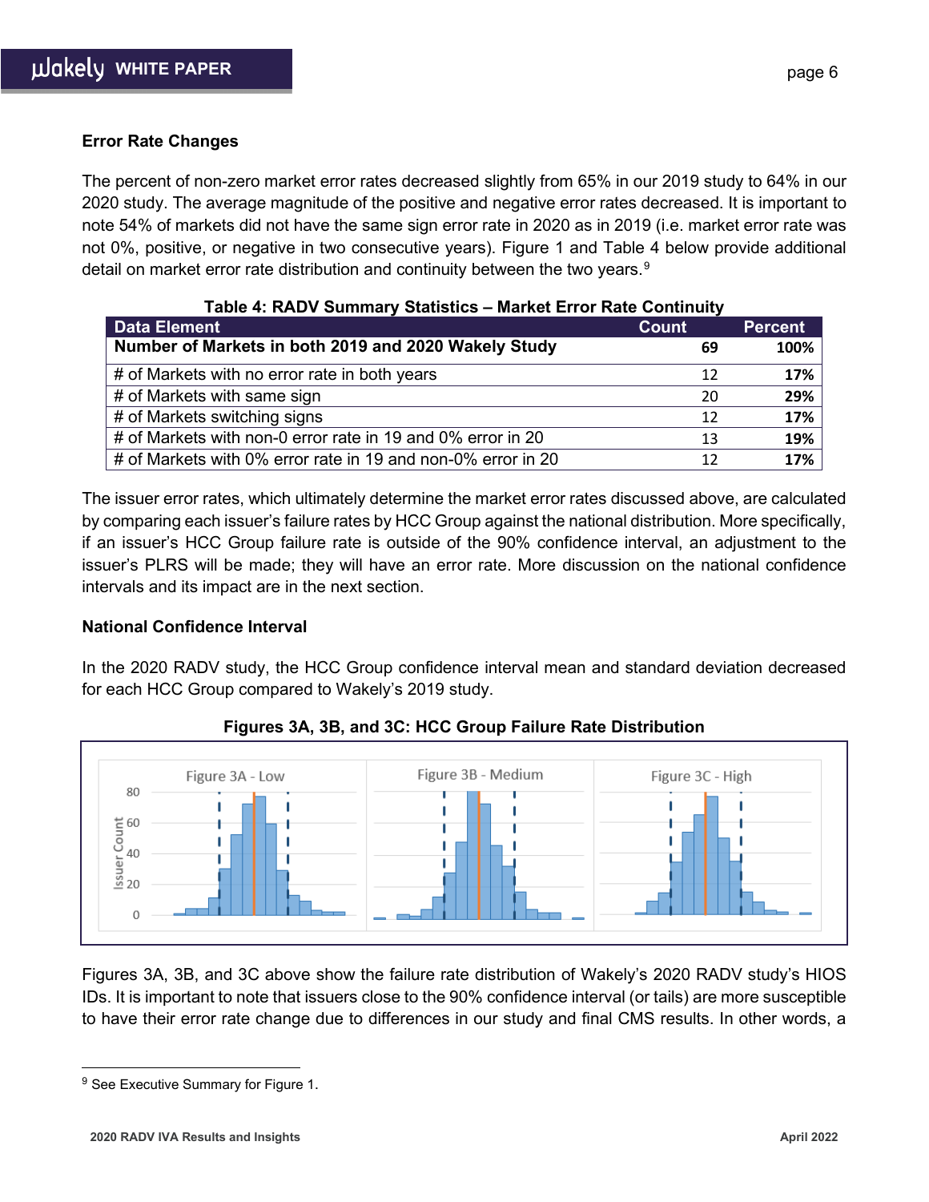### Error Rate Changes

The percent of non-zero market error rates decreased slightly from 65% in our 2019 study to 64% in our 2020 study. The average magnitude of the positive and negative error rates decreased. It is important to note 54% of markets did not have the same sign error rate in 2020 as in 2019 (i.e. market error rate was not 0%, positive, or negative in two consecutive years). Figure 1 and Table 4 below provide additional detail on market error rate distribution and continuity between the two years.[9]

**Table 4: RADV Summary Statistics – Market Error Rate Continuity**

| Data Element | Count | Percent |
|---|---|---|
| **Number of Markets in both 2019 and 2020 Wakely Study** | **69** | **100%** |
| # of Markets with no error rate in both years | 12 | **17%** |
| # of Markets with same sign | 20 | **29%** |
| # of Markets switching signs | 12 | **17%** |
| # of Markets with non-0 error rate in 19 and 0% error in 20 | 13 | **19%** |
| # of Markets with 0% error rate in 19 and non-0% error in 20 | 12 | **17%** |

The issuer error rates, which ultimately determine the market error rates discussed above, are calculated by comparing each issuer's failure rates by HCC Group against the national distribution. More specifically, if an issuer's HCC Group failure rate is outside of the 90% confidence interval, an adjustment to the issuer's PLRS will be made; they will have an error rate. More discussion on the national confidence intervals and its impact are in the next section.

### National Confidence Interval

In the 2020 RADV study, the HCC Group confidence interval mean and standard deviation decreased for each HCC Group compared to Wakely's 2019 study.

**Figures 3A, 3B, and 3C: HCC Group Failure Rate Distribution**

Figures 3A, 3B, and 3C above show the failure rate distribution of Wakely's 2020 RADV study's HIOS IDs. It is important to note that issuers close to the 90% confidence interval (or tails) are more susceptible to have their error rate change due to differences in our study and final CMS results. In other words, a

---

[9] See Executive Summary for Figure 1.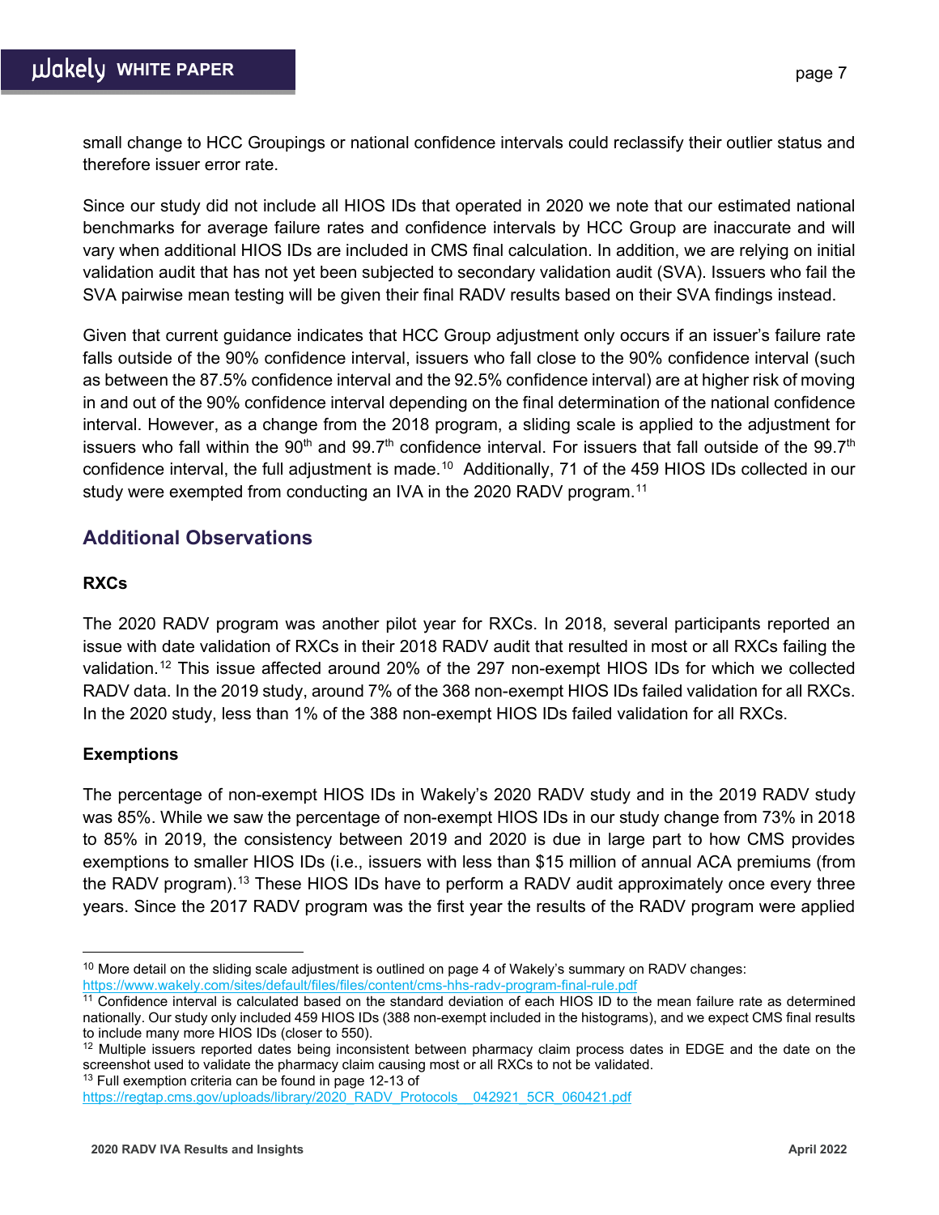small change to HCC Groupings or national confidence intervals could reclassify their outlier status and therefore issuer error rate.

Since our study did not include all HIOS IDs that operated in 2020 we note that our estimated national benchmarks for average failure rates and confidence intervals by HCC Group are inaccurate and will vary when additional HIOS IDs are included in CMS final calculation. In addition, we are relying on initial validation audit that has not yet been subjected to secondary validation audit (SVA). Issuers who fail the SVA pairwise mean testing will be given their final RADV results based on their SVA findings instead.

Given that current guidance indicates that HCC Group adjustment only occurs if an issuer's failure rate falls outside of the 90% confidence interval, issuers who fall close to the 90% confidence interval (such as between the 87.5% confidence interval and the 92.5% confidence interval) are at higher risk of moving in and out of the 90% confidence interval depending on the final determination of the national confidence interval. However, as a change from the 2018 program, a sliding scale is applied to the adjustment for issuers who fall within the 90th and 99.7th confidence interval. For issuers that fall outside of the 99.7th confidence interval, the full adjustment is made.[10] Additionally, 71 of the 459 HIOS IDs collected in our study were exempted from conducting an IVA in the 2020 RADV program.[11]

## Additional Observations

### RXCs

The 2020 RADV program was another pilot year for RXCs. In 2018, several participants reported an issue with date validation of RXCs in their 2018 RADV audit that resulted in most or all RXCs failing the validation.[12] This issue affected around 20% of the 297 non-exempt HIOS IDs for which we collected RADV data. In the 2019 study, around 7% of the 368 non-exempt HIOS IDs failed validation for all RXCs. In the 2020 study, less than 1% of the 388 non-exempt HIOS IDs failed validation for all RXCs.

### Exemptions

The percentage of non-exempt HIOS IDs in Wakely's 2020 RADV study and in the 2019 RADV study was 85%. While we saw the percentage of non-exempt HIOS IDs in our study change from 73% in 2018 to 85% in 2019, the consistency between 2019 and 2020 is due in large part to how CMS provides exemptions to smaller HIOS IDs (i.e., issuers with less than $15 million of annual ACA premiums (from the RADV program).[13] These HIOS IDs have to perform a RADV audit approximately once every three years. Since the 2017 RADV program was the first year the results of the RADV program were applied

---

[10] More detail on the sliding scale adjustment is outlined on page 4 of Wakely's summary on RADV changes: https://www.wakely.com/sites/default/files/files/content/cms-hhs-radv-program-final-rule.pdf

[11] Confidence interval is calculated based on the standard deviation of each HIOS ID to the mean failure rate as determined nationally. Our study only included 459 HIOS IDs (388 non-exempt included in the histograms), and we expect CMS final results to include many more HIOS IDs (closer to 550).

[12] Multiple issuers reported dates being inconsistent between pharmacy claim process dates in EDGE and the date on the screenshot used to validate the pharmacy claim causing most or all RXCs to not be validated.

[13] Full exemption criteria can be found in page 12-13 of https://regtap.cms.gov/uploads/library/2020_RADV_Protocols__042921_5CR_060421.pdf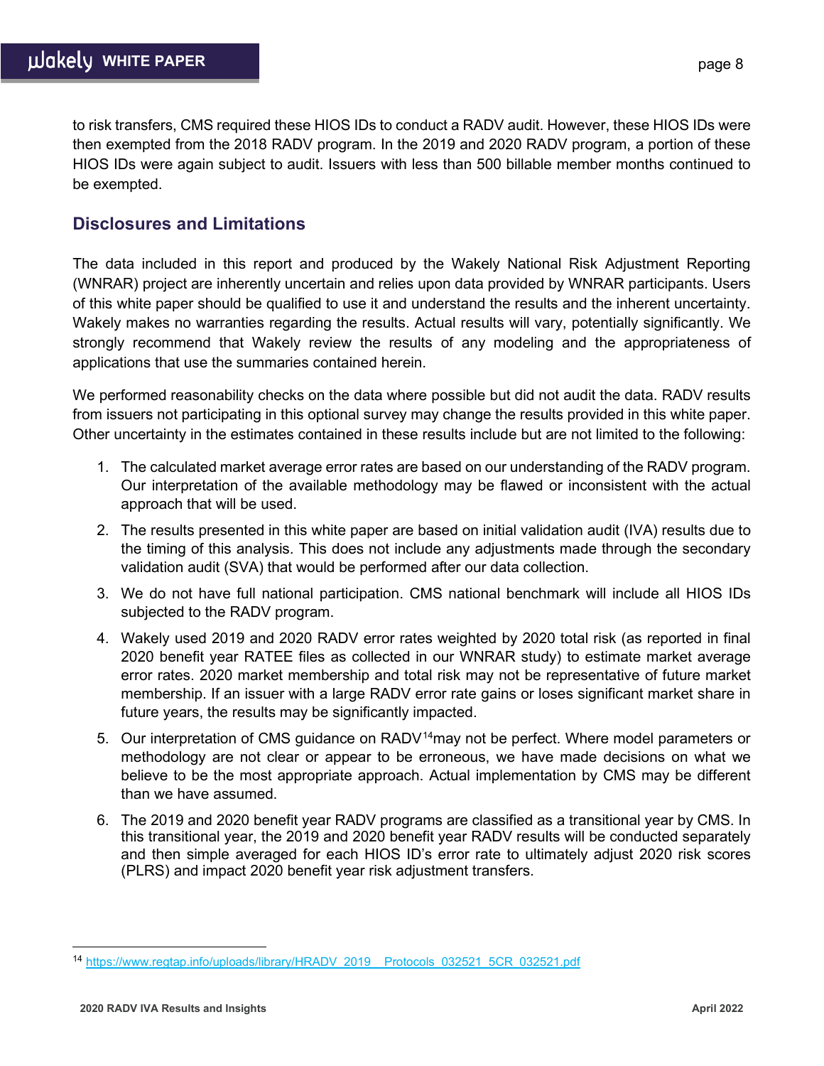to risk transfers, CMS required these HIOS IDs to conduct a RADV audit. However, these HIOS IDs were then exempted from the 2018 RADV program. In the 2019 and 2020 RADV program, a portion of these HIOS IDs were again subject to audit. Issuers with less than 500 billable member months continued to be exempted.

## Disclosures and Limitations

The data included in this report and produced by the Wakely National Risk Adjustment Reporting (WNRAR) project are inherently uncertain and relies upon data provided by WNRAR participants. Users of this white paper should be qualified to use it and understand the results and the inherent uncertainty. Wakely makes no warranties regarding the results. Actual results will vary, potentially significantly. We strongly recommend that Wakely review the results of any modeling and the appropriateness of applications that use the summaries contained herein.

We performed reasonability checks on the data where possible but did not audit the data. RADV results from issuers not participating in this optional survey may change the results provided in this white paper. Other uncertainty in the estimates contained in these results include but are not limited to the following:

1. The calculated market average error rates are based on our understanding of the RADV program. Our interpretation of the available methodology may be flawed or inconsistent with the actual approach that will be used.
2. The results presented in this white paper are based on initial validation audit (IVA) results due to the timing of this analysis. This does not include any adjustments made through the secondary validation audit (SVA) that would be performed after our data collection.
3. We do not have full national participation. CMS national benchmark will include all HIOS IDs subjected to the RADV program.
4. Wakely used 2019 and 2020 RADV error rates weighted by 2020 total risk (as reported in final 2020 benefit year RATEE files as collected in our WNRAR study) to estimate market average error rates. 2020 market membership and total risk may not be representative of future market membership. If an issuer with a large RADV error rate gains or loses significant market share in future years, the results may be significantly impacted.
5. Our interpretation of CMS guidance on RADV[14] may not be perfect. Where model parameters or methodology are not clear or appear to be erroneous, we have made decisions on what we believe to be the most appropriate approach. Actual implementation by CMS may be different than we have assumed.
6. The 2019 and 2020 benefit year RADV programs are classified as a transitional year by CMS. In this transitional year, the 2019 and 2020 benefit year RADV results will be conducted separately and then simple averaged for each HIOS ID's error rate to ultimately adjust 2020 risk scores (PLRS) and impact 2020 benefit year risk adjustment transfers.

[14] https://www.regtap.info/uploads/library/HRADV_2019_Protocols_032521_5CR_032521.pdf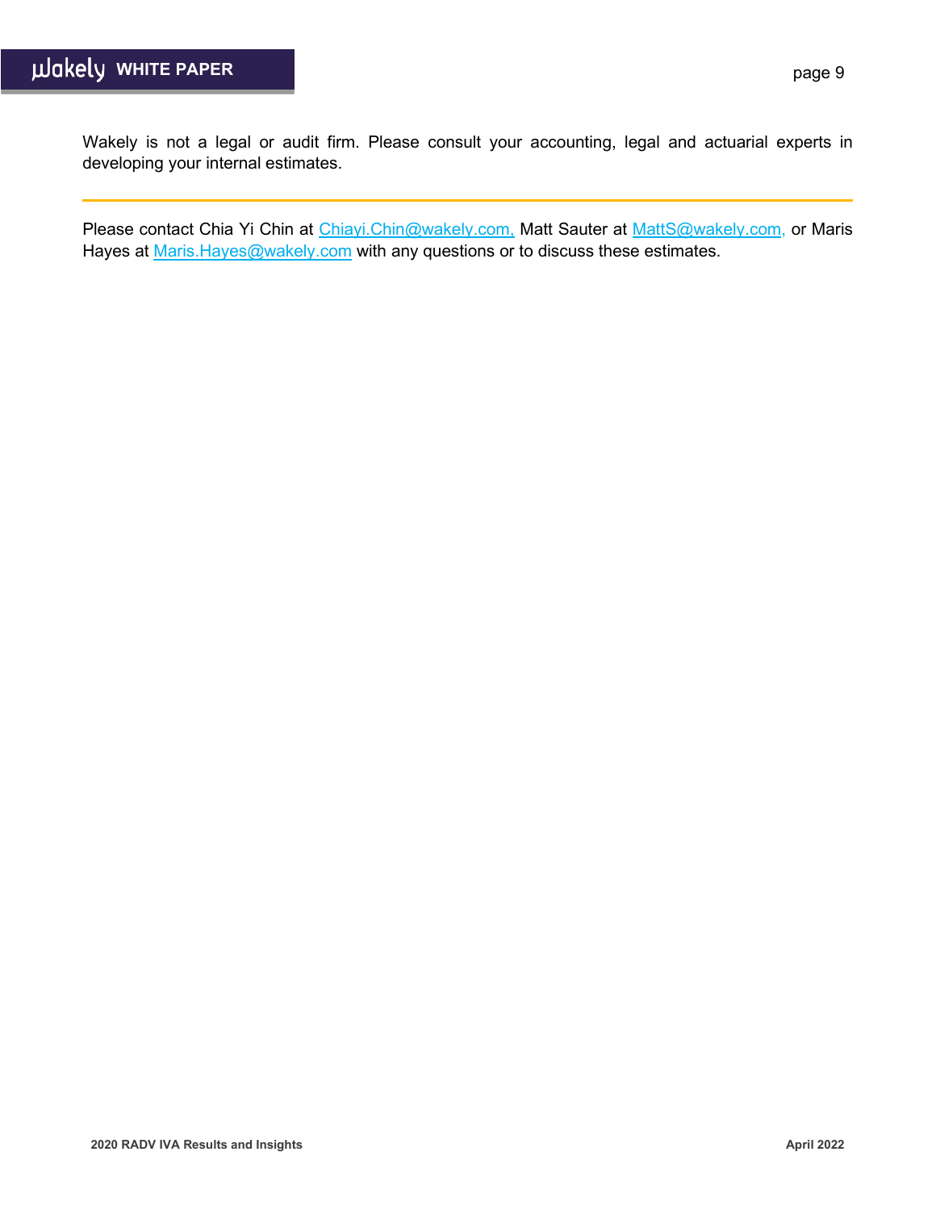Wakely is not a legal or audit firm. Please consult your accounting, legal and actuarial experts in developing your internal estimates.

---

Please contact Chia Yi Chin at Chiayi.Chin@wakely.com, Matt Sauter at MattS@wakely.com, or Maris Hayes at Maris.Hayes@wakely.com with any questions or to discuss these estimates.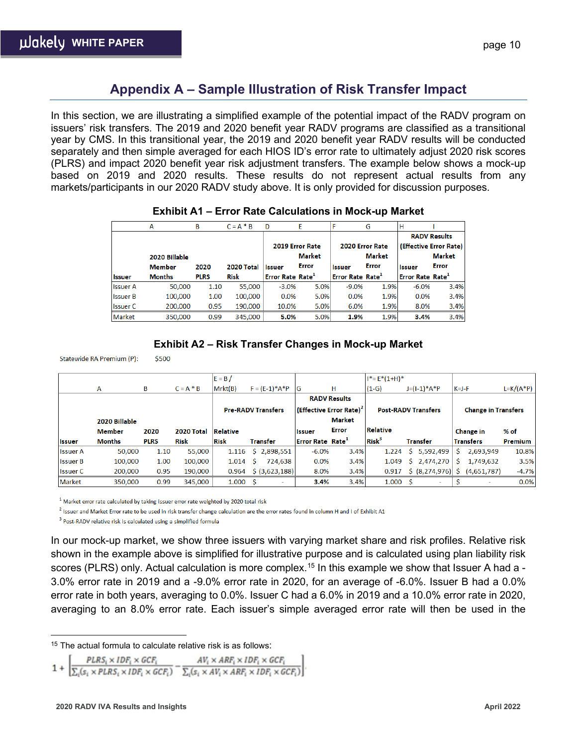## Appendix A – Sample Illustration of Risk Transfer Impact

In this section, we are illustrating a simplified example of the potential impact of the RADV program on issuers' risk transfers. The 2019 and 2020 benefit year RADV programs are classified as a transitional year by CMS. In this transitional year, the 2019 and 2020 benefit year RADV results will be conducted separately and then simple averaged for each HIOS ID's error rate to ultimately adjust 2020 risk scores (PLRS) and impact 2020 benefit year risk adjustment transfers. The example below shows a mock-up based on 2019 and 2020 results. These results do not represent actual results from any markets/participants in our 2020 RADV study above. It is only provided for discussion purposes.

**Exhibit A1 – Error Rate Calculations in Mock-up Market**

| | A | B | C = A * B | D | E | F | G | H | I |
|---|---|---|---|---|---|---|---|---|---|
| | | | | 2019 Error Rate | | 2020 Error Rate | | RADV Results (Effective Error Rate) | |
| Issuer | 2020 Billable Member Months | 2020 PLRS | 2020 Total Risk | Issuer Error Rate | Market Error Rate[1] | Issuer Error Rate | Market Error Rate[1] | Issuer Error Rate | Market Error Rate[1] |
| Issuer A | 50,000 | 1.10 | 55,000 | -3.0% | 5.0% | -9.0% | 1.9% | -6.0% | 3.4% |
| Issuer B | 100,000 | 1.00 | 100,000 | 0.0% | 5.0% | 0.0% | 1.9% | 0.0% | 3.4% |
| Issuer C | 200,000 | 0.95 | 190,000 | 10.0% | 5.0% | 6.0% | 1.9% | 8.0% | 3.4% |
| Market | 350,000 | 0.99 | 345,000 | **5.0%** | 5.0% | **1.9%** | 1.9% | **3.4%** | 3.4% |

**Exhibit A2 – Risk Transfer Changes in Mock-up Market**

Statewide RA Premium (P): $500

| | A | B | C = A * B | E = B / Mrkt(B) | F = (E-1)*A*P | G | H | I*= E*(1+H)*(1-G) | J=(I-1)*A*P | K=J-F | L=K/(A*P) |
|---|---|---|---|---|---|---|---|---|---|---|---|
| | | | | Pre-RADV Transfers | | RADV Results (Effective Error Rate)[2] | | Post-RADV Transfers | | Change in Transfers | |
| Issuer | 2020 Billable Member Months | 2020 PLRS | 2020 Total Risk | Relative Risk | Transfer | Issuer Error Rate | Market Error Rate[1] | Relative Risk[3] | Transfer | Change in Transfers | % of Premium |
| Issuer A | 50,000 | 1.10 | 55,000 | 1.116 | $ 2,898,551 | -6.0% | 3.4% | 1.224 | $ 5,592,499 | $ 2,693,949 | 10.8% |
| Issuer B | 100,000 | 1.00 | 100,000 | 1.014 | $ 724,638 | 0.0% | 3.4% | 1.049 | $ 2,474,270 | $ 1,749,632 | 3.5% |
| Issuer C | 200,000 | 0.95 | 190,000 | 0.964 | $ (3,623,188) | 8.0% | 3.4% | 0.917 | $ (8,274,976) | $ (4,651,787) | -4.7% |
| Market | 350,000 | 0.99 | 345,000 | 1.000 | $ - | **3.4%** | 3.4% | 1.000 | $ - | $ - | 0.0% |

[1] Market error rate calculated by taking Issuer error rate weighted by 2020 total risk

[2] Issuer and Market Error rate to be used in risk transfer change calculation are the error rates found in column H and I of Exhibit A1

[3] Post-RADV relative risk is calculated using a simplified formula

In our mock-up market, we show three issuers with varying market share and risk profiles. Relative risk shown in the example above is simplified for illustrative purpose and is calculated using plan liability risk scores (PLRS) only. Actual calculation is more complex.[15] In this example we show that Issuer A had a -3.0% error rate in 2019 and a -9.0% error rate in 2020, for an average of -6.0%. Issuer B had a 0.0% error rate in both years, averaging to 0.0%. Issuer C had a 6.0% in 2019 and a 10.0% error rate in 2020, averaging to an 8.0% error rate. Each issuer's simple averaged error rate will then be used in the

---

[15] The actual formula to calculate relative risk is as follows:

$$1 + \left[ \frac{PLRS_i \times IDF_i \times GCF_i}{\sum_i (s_i \times PLRS_i \times IDF_i \times GCF_i)} - \frac{AV_i \times ARF_i \times IDF_i \times GCF_i}{\sum_i (s_i \times AV_i \times ARF_i \times IDF_i \times GCF_i)} \right]$$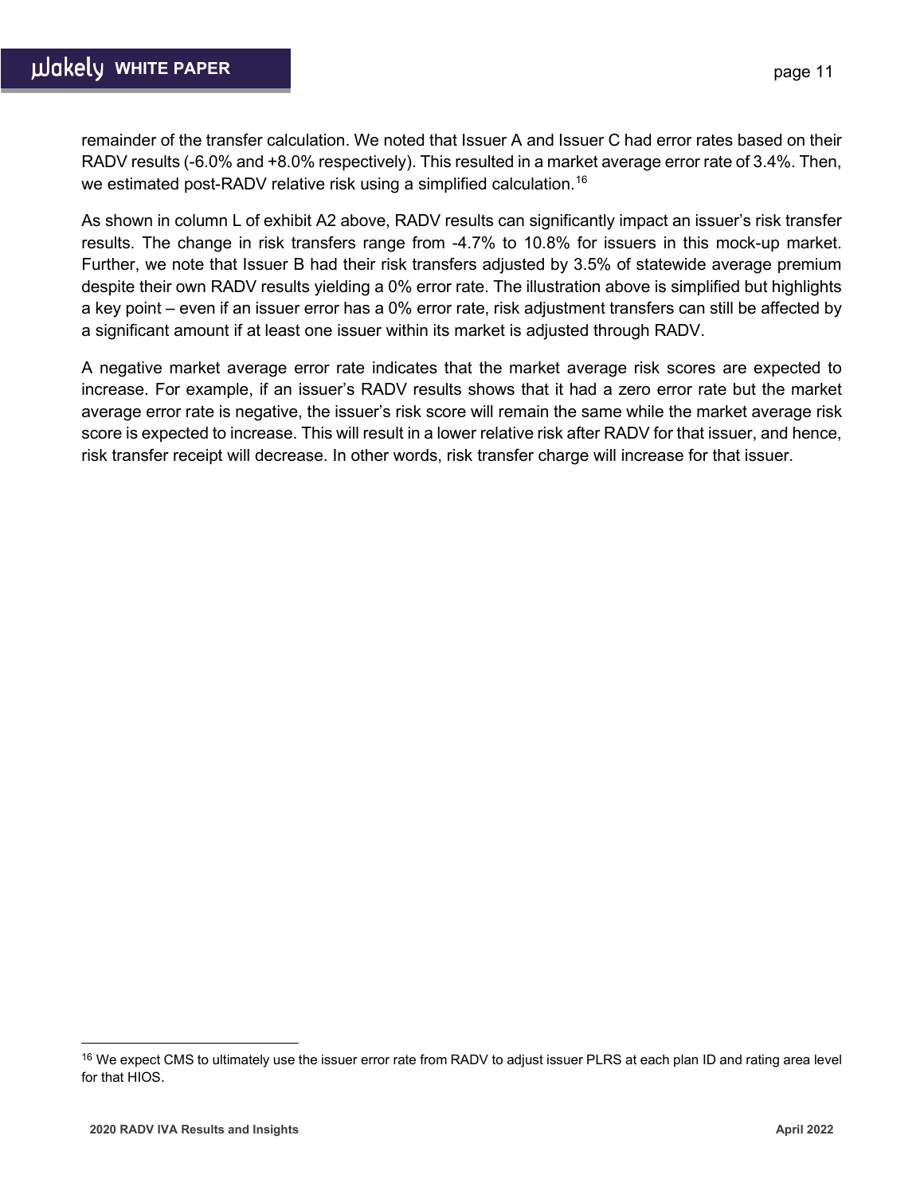remainder of the transfer calculation. We noted that Issuer A and Issuer C had error rates based on their RADV results (-6.0% and +8.0% respectively). This resulted in a market average error rate of 3.4%. Then, we estimated post-RADV relative risk using a simplified calculation.[16]

As shown in column L of exhibit A2 above, RADV results can significantly impact an issuer's risk transfer results. The change in risk transfers range from -4.7% to 10.8% for issuers in this mock-up market. Further, we note that Issuer B had their risk transfers adjusted by 3.5% of statewide average premium despite their own RADV results yielding a 0% error rate. The illustration above is simplified but highlights a key point – even if an issuer error has a 0% error rate, risk adjustment transfers can still be affected by a significant amount if at least one issuer within its market is adjusted through RADV.

A negative market average error rate indicates that the market average risk scores are expected to increase. For example, if an issuer's RADV results shows that it had a zero error rate but the market average error rate is negative, the issuer's risk score will remain the same while the market average risk score is expected to increase. This will result in a lower relative risk after RADV for that issuer, and hence, risk transfer receipt will decrease. In other words, risk transfer charge will increase for that issuer.

---

[16] We expect CMS to ultimately use the issuer error rate from RADV to adjust issuer PLRS at each plan ID and rating area level for that HIOS.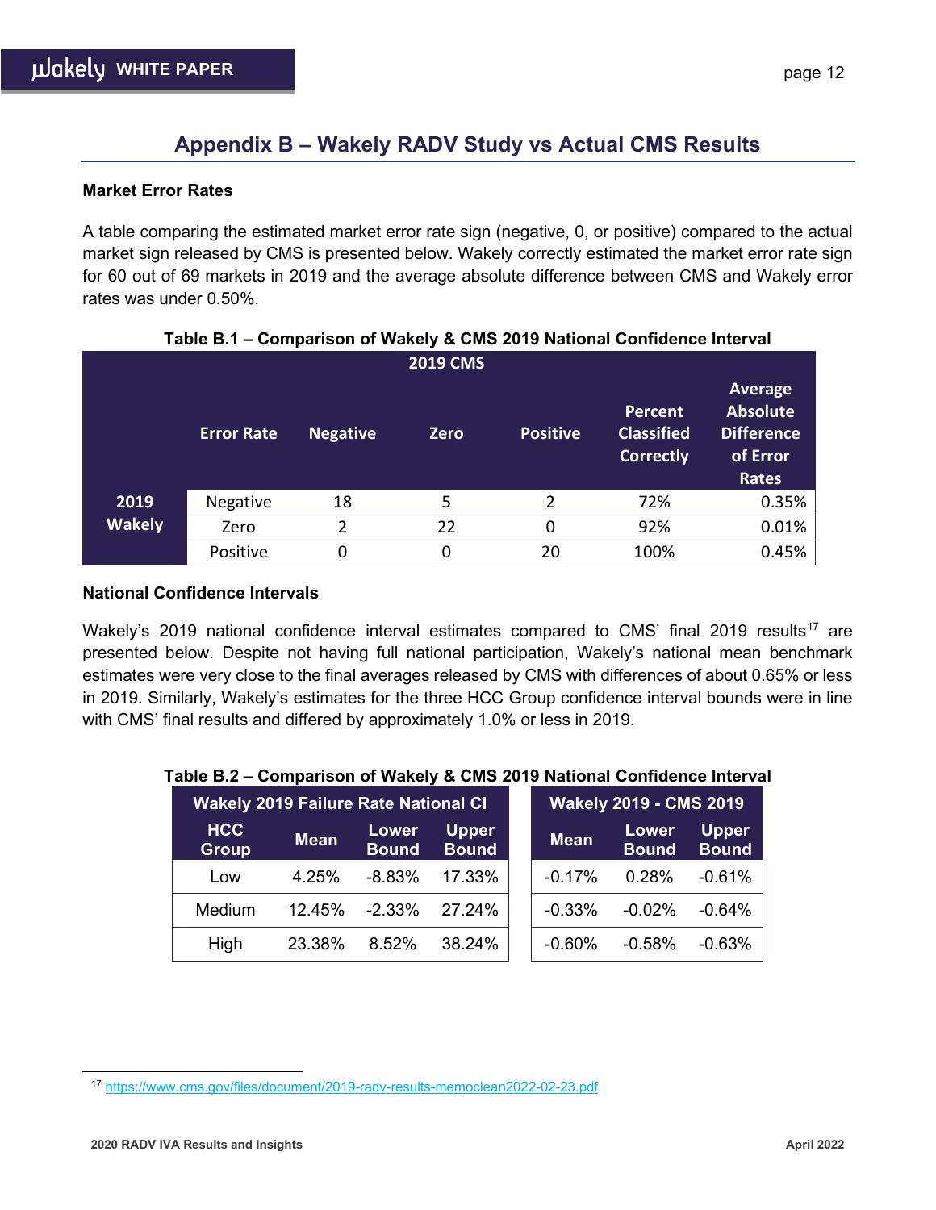## Appendix B – Wakely RADV Study vs Actual CMS Results

**Market Error Rates**

A table comparing the estimated market error rate sign (negative, 0, or positive) compared to the actual market sign released by CMS is presented below. Wakely correctly estimated the market error rate sign for 60 out of 69 markets in 2019 and the average absolute difference between CMS and Wakely error rates was under 0.50%.

**Table B.1 – Comparison of Wakely & CMS 2019 National Confidence Interval**

| | | 2019 CMS | | | | |
|---|---|---|---|---|---|---|
| | Error Rate | Negative | Zero | Positive | Percent Classified Correctly | Average Absolute Difference of Error Rates |
| 2019 Wakely | Negative | 18 | 5 | 2 | 72% | 0.35% |
| | Zero | 2 | 22 | 0 | 92% | 0.01% |
| | Positive | 0 | 0 | 20 | 100% | 0.45% |

**National Confidence Intervals**

Wakely's 2019 national confidence interval estimates compared to CMS' final 2019 results[17] are presented below. Despite not having full national participation, Wakely's national mean benchmark estimates were very close to the final averages released by CMS with differences of about 0.65% or less in 2019. Similarly, Wakely's estimates for the three HCC Group confidence interval bounds were in line with CMS' final results and differed by approximately 1.0% or less in 2019.

**Table B.2 – Comparison of Wakely & CMS 2019 National Confidence Interval**

| Wakely 2019 Failure Rate National CI | | | | Wakely 2019 - CMS 2019 | | |
|---|---|---|---|---|---|---|
| HCC Group | Mean | Lower Bound | Upper Bound | Mean | Lower Bound | Upper Bound |
| Low | 4.25% | -8.83% | 17.33% | -0.17% | 0.28% | -0.61% |
| Medium | 12.45% | -2.33% | 27.24% | -0.33% | -0.02% | -0.64% |
| High | 23.38% | 8.52% | 38.24% | -0.60% | -0.58% | -0.63% |

---

[17] https://www.cms.gov/files/document/2019-radv-results-memoclean2022-02-23.pdf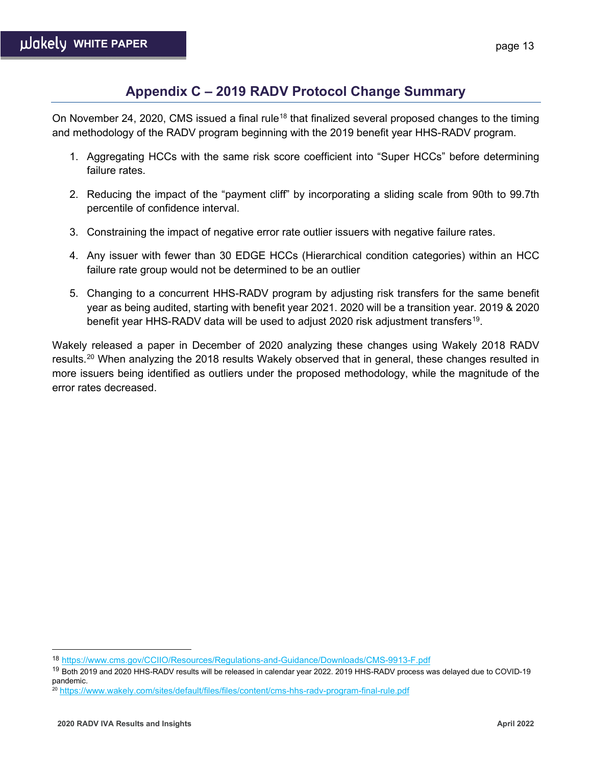## Appendix C – 2019 RADV Protocol Change Summary

On November 24, 2020, CMS issued a final rule[18] that finalized several proposed changes to the timing and methodology of the RADV program beginning with the 2019 benefit year HHS-RADV program.

1. Aggregating HCCs with the same risk score coefficient into "Super HCCs" before determining failure rates.
2. Reducing the impact of the "payment cliff" by incorporating a sliding scale from 90th to 99.7th percentile of confidence interval.
3. Constraining the impact of negative error rate outlier issuers with negative failure rates.
4. Any issuer with fewer than 30 EDGE HCCs (Hierarchical condition categories) within an HCC failure rate group would not be determined to be an outlier
5. Changing to a concurrent HHS-RADV program by adjusting risk transfers for the same benefit year as being audited, starting with benefit year 2021. 2020 will be a transition year. 2019 & 2020 benefit year HHS-RADV data will be used to adjust 2020 risk adjustment transfers[19].

Wakely released a paper in December of 2020 analyzing these changes using Wakely 2018 RADV results.[20] When analyzing the 2018 results Wakely observed that in general, these changes resulted in more issuers being identified as outliers under the proposed methodology, while the magnitude of the error rates decreased.

---

[18] https://www.cms.gov/CCIIO/Resources/Regulations-and-Guidance/Downloads/CMS-9913-F.pdf

[19] Both 2019 and 2020 HHS-RADV results will be released in calendar year 2022. 2019 HHS-RADV process was delayed due to COVID-19 pandemic.

[20] https://www.wakely.com/sites/default/files/files/content/cms-hhs-radv-program-final-rule.pdf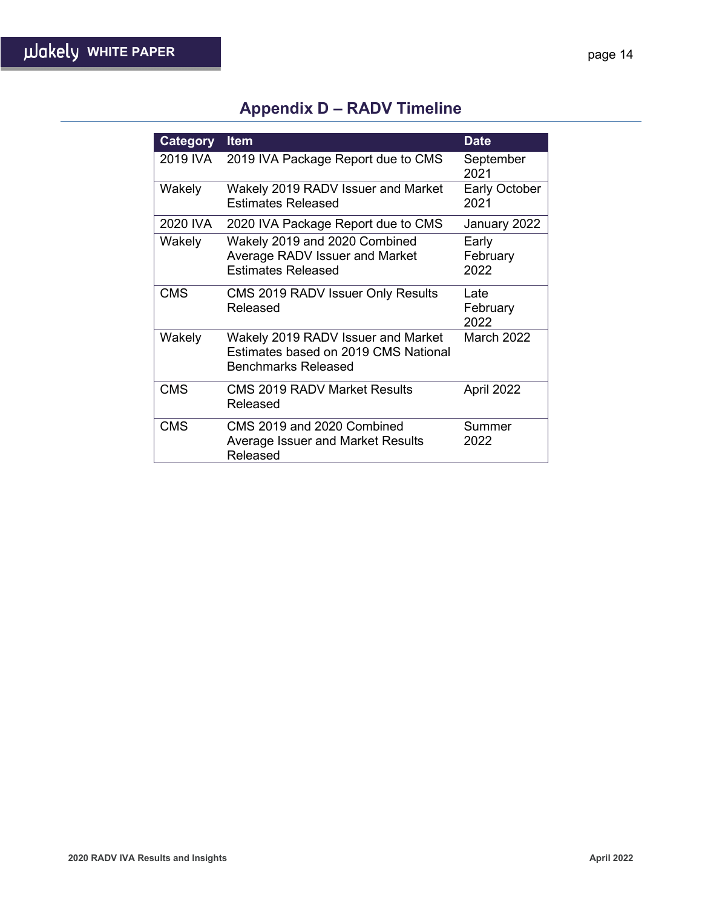## Appendix D – RADV Timeline

| Category | Item | Date |
|---|---|---|
| 2019 IVA | 2019 IVA Package Report due to CMS | September 2021 |
| Wakely | Wakely 2019 RADV Issuer and Market Estimates Released | Early October 2021 |
| 2020 IVA | 2020 IVA Package Report due to CMS | January 2022 |
| Wakely | Wakely 2019 and 2020 Combined Average RADV Issuer and Market Estimates Released | Early February 2022 |
| CMS | CMS 2019 RADV Issuer Only Results Released | Late February 2022 |
| Wakely | Wakely 2019 RADV Issuer and Market Estimates based on 2019 CMS National Benchmarks Released | March 2022 |
| CMS | CMS 2019 RADV Market Results Released | April 2022 |
| CMS | CMS 2019 and 2020 Combined Average Issuer and Market Results Released | Summer 2022 |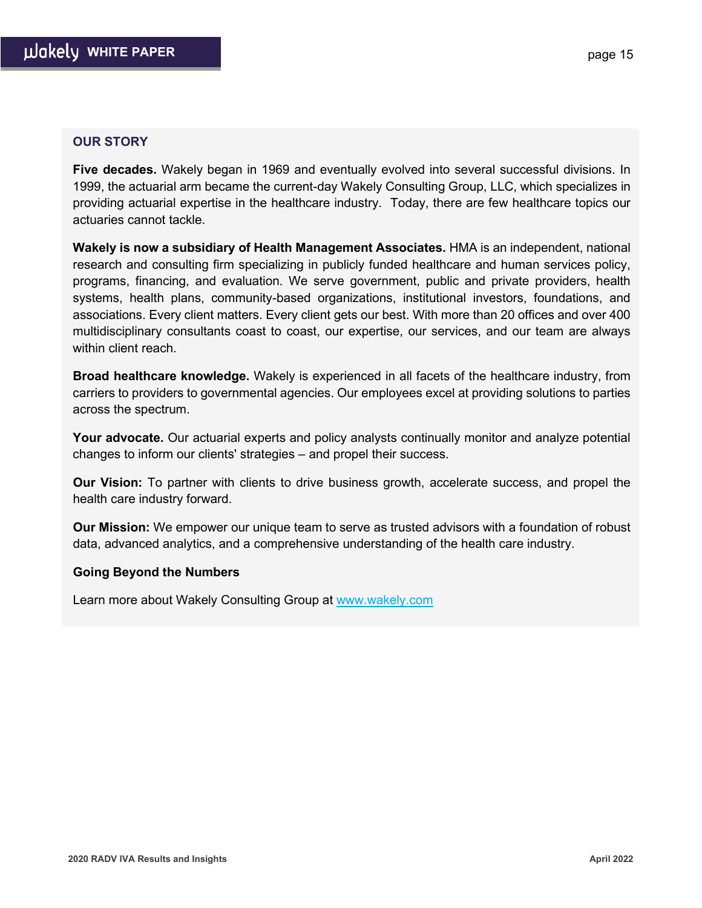## OUR STORY

**Five decades.** Wakely began in 1969 and eventually evolved into several successful divisions. In 1999, the actuarial arm became the current-day Wakely Consulting Group, LLC, which specializes in providing actuarial expertise in the healthcare industry. Today, there are few healthcare topics our actuaries cannot tackle.

**Wakely is now a subsidiary of Health Management Associates.** HMA is an independent, national research and consulting firm specializing in publicly funded healthcare and human services policy, programs, financing, and evaluation. We serve government, public and private providers, health systems, health plans, community-based organizations, institutional investors, foundations, and associations. Every client matters. Every client gets our best. With more than 20 offices and over 400 multidisciplinary consultants coast to coast, our expertise, our services, and our team are always within client reach.

**Broad healthcare knowledge.** Wakely is experienced in all facets of the healthcare industry, from carriers to providers to governmental agencies. Our employees excel at providing solutions to parties across the spectrum.

**Your advocate.** Our actuarial experts and policy analysts continually monitor and analyze potential changes to inform our clients' strategies – and propel their success.

**Our Vision:** To partner with clients to drive business growth, accelerate success, and propel the health care industry forward.

**Our Mission:** We empower our unique team to serve as trusted advisors with a foundation of robust data, advanced analytics, and a comprehensive understanding of the health care industry.

**Going Beyond the Numbers**

Learn more about Wakely Consulting Group at [www.wakely.com](http://www.wakely.com)